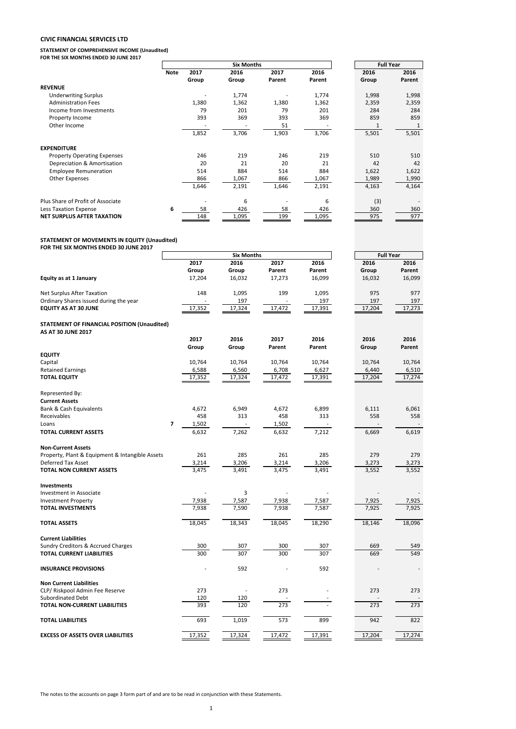# CIVIC FINANCIAL SERVICES LTD

## STATEMENT OF COMPREHENSIVE INCOME (Unaudited)

**FOR THE SIX MONTHS ENDED 30 JUNE 2017**

| | Note | Six Months | | | | Full Year | |
|---|---|---|---|---|---|---|---|
| | | 2017 Group | 2016 Group | 2017 Parent | 2016 Parent | 2016 Group | 2016 Parent |
| **REVENUE** | | | | | | | |
| Underwriting Surplus | | - | 1,774 | - | 1,774 | 1,998 | 1,998 |
| Administration Fees | | 1,380 | 1,362 | 1,380 | 1,362 | 2,359 | 2,359 |
| Income from Investments | | 79 | 201 | 79 | 201 | 284 | 284 |
| Property Income | | 393 | 369 | 393 | 369 | 859 | 859 |
| Other Income | | - | - | 51 | - | 1 | 1 |
| | | 1,852 | 3,706 | 1,903 | 3,706 | 5,501 | 5,501 |
| **EXPENDITURE** | | | | | | | |
| Property Operating Expenses | | 246 | 219 | 246 | 219 | 510 | 510 |
| Depreciation & Amortisation | | 20 | 21 | 20 | 21 | 42 | 42 |
| Employee Remuneration | | 514 | 884 | 514 | 884 | 1,622 | 1,622 |
| Other Expenses | | 866 | 1,067 | 866 | 1,067 | 1,989 | 1,990 |
| | | 1,646 | 2,191 | 1,646 | 2,191 | 4,163 | 4,164 |
| Plus Share of Profit of Associate | | - | 6 | - | 6 | (3) | - |
| Less Taxation Expense | 6 | 58 | 426 | 58 | 426 | 360 | 360 |
| **NET SURPLUS AFTER TAXATION** | | 148 | 1,095 | 199 | 1,095 | 975 | 977 |

## STATEMENT OF MOVEMENTS IN EQUITY (Unaudited)

**FOR THE SIX MONTHS ENDED 30 JUNE 2017**

| | Six Months | | | | Full Year | |
|---|---|---|---|---|---|---|
| | 2017 Group | 2016 Group | 2017 Parent | 2016 Parent | 2016 Group | 2016 Parent |
| **Equity as at 1 January** | 17,204 | 16,032 | 17,273 | 16,099 | 16,032 | 16,099 |
| Net Surplus After Taxation | 148 | 1,095 | 199 | 1,095 | 975 | 977 |
| Ordinary Shares issued during the year | - | 197 | - | 197 | 197 | 197 |
| **EQUITY AS AT 30 JUNE** | 17,352 | 17,324 | 17,472 | 17,391 | 17,204 | 17,273 |

## STATEMENT OF FINANCIAL POSITION (Unaudited)

**AS AT 30 JUNE 2017**

| | Note | 2017 Group | 2016 Group | 2017 Parent | 2016 Parent | 2016 Group | 2016 Parent |
|---|---|---|---|---|---|---|---|
| **EQUITY** | | | | | | | |
| Capital | | 10,764 | 10,764 | 10,764 | 10,764 | 10,764 | 10,764 |
| Retained Earnings | | 6,588 | 6,560 | 6,708 | 6,627 | 6,440 | 6,510 |
| **TOTAL EQUITY** | | 17,352 | 17,324 | 17,472 | 17,391 | 17,204 | 17,274 |
| Represented By: | | | | | | | |
| **Current Assets** | | | | | | | |
| Bank & Cash Equivalents | | 4,672 | 6,949 | 4,672 | 6,899 | 6,111 | 6,061 |
| Receivables | | 458 | 313 | 458 | 313 | 558 | 558 |
| Loans | 7 | 1,502 | - | 1,502 | - | - | - |
| **TOTAL CURRENT ASSETS** | | 6,632 | 7,262 | 6,632 | 7,212 | 6,669 | 6,619 |
| **Non-Current Assets** | | | | | | | |
| Property, Plant & Equipment & Intangible Assets | | 261 | 285 | 261 | 285 | 279 | 279 |
| Deferred Tax Asset | | 3,214 | 3,206 | 3,214 | 3,206 | 3,273 | 3,273 |
| **TOTAL NON CURRENT ASSETS** | | 3,475 | 3,491 | 3,475 | 3,491 | 3,552 | 3,552 |
| **Investments** | | | | | | | |
| Investment in Associate | | - | 3 | - | - | - | - |
| Investment Property | | 7,938 | 7,587 | 7,938 | 7,587 | 7,925 | 7,925 |
| **TOTAL INVESTMENTS** | | 7,938 | 7,590 | 7,938 | 7,587 | 7,925 | 7,925 |
| **TOTAL ASSETS** | | 18,045 | 18,343 | 18,045 | 18,290 | 18,146 | 18,096 |
| **Current Liabilities** | | | | | | | |
| Sundry Creditors & Accrued Charges | | 300 | 307 | 300 | 307 | 669 | 549 |
| **TOTAL CURRENT LIABILITIES** | | 300 | 307 | 300 | 307 | 669 | 549 |
| **INSURANCE PROVISIONS** | | - | 592 | - | 592 | - | - |
| **Non Current Liabilities** | | | | | | | |
| CLP/ Riskpool Admin Fee Reserve | | 273 | - | 273 | - | 273 | 273 |
| Subordinated Debt | | 120 | 120 | - | - | - | - |
| **TOTAL NON-CURRENT LIABILITIES** | | 393 | 120 | 273 | - | 273 | 273 |
| **TOTAL LIABILITIES** | | 693 | 1,019 | 573 | 899 | 942 | 822 |
| **EXCESS OF ASSETS OVER LIABILITIES** | | 17,352 | 17,324 | 17,472 | 17,391 | 17,204 | 17,274 |

The notes to the accounts on page 3 form part of and are to be read in conjunction with these Statements.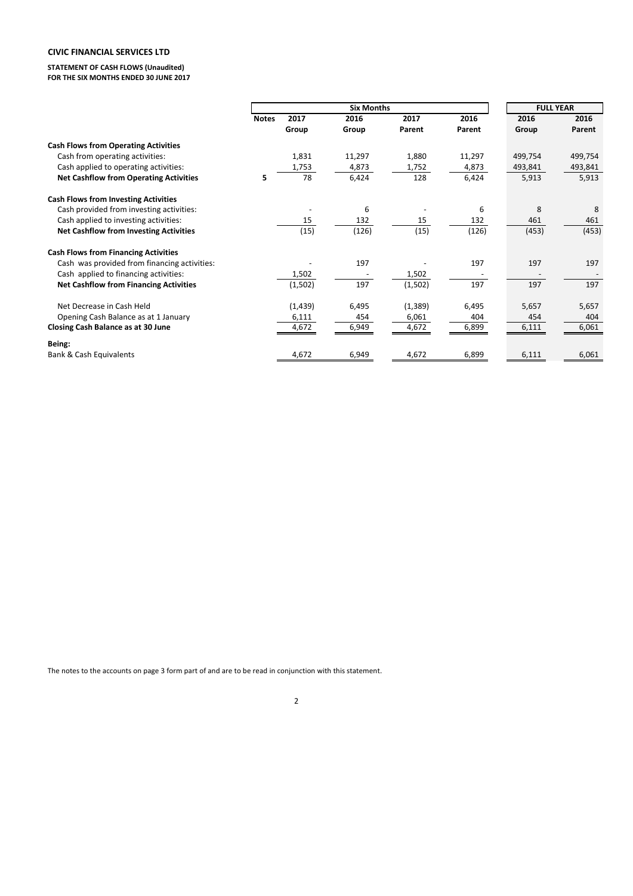**CIVIC FINANCIAL SERVICES LTD**

**STATEMENT OF CASH FLOWS (Unaudited)**
**FOR THE SIX MONTHS ENDED 30 JUNE 2017**

| | | Six Months | | | | FULL YEAR | |
|---|---|---|---|---|---|---|---|
| | **Notes** | **2017 Group** | **2016 Group** | **2017 Parent** | **2016 Parent** | **2016 Group** | **2016 Parent** |
| **Cash Flows from Operating Activities** | | | | | | | |
| Cash from operating activities: | | 1,831 | 11,297 | 1,880 | 11,297 | 499,754 | 499,754 |
| Cash applied to operating activities: | | 1,753 | 4,873 | 1,752 | 4,873 | 493,841 | 493,841 |
| **Net Cashflow from Operating Activities** | **5** | 78 | 6,424 | 128 | 6,424 | 5,913 | 5,913 |
| **Cash Flows from Investing Activities** | | | | | | | |
| Cash provided from investing activities: | | - | 6 | - | 6 | 8 | 8 |
| Cash applied to investing activities: | | 15 | 132 | 15 | 132 | 461 | 461 |
| **Net Cashflow from Investing Activities** | | (15) | (126) | (15) | (126) | (453) | (453) |
| **Cash Flows from Financing Activities** | | | | | | | |
| Cash was provided from financing activities: | | - | 197 | - | 197 | 197 | 197 |
| Cash applied to financing activities: | | 1,502 | - | 1,502 | - | - | - |
| **Net Cashflow from Financing Activities** | | (1,502) | 197 | (1,502) | 197 | 197 | 197 |
| Net Decrease in Cash Held | | (1,439) | 6,495 | (1,389) | 6,495 | 5,657 | 5,657 |
| Opening Cash Balance as at 1 January | | 6,111 | 454 | 6,061 | 404 | 454 | 404 |
| **Closing Cash Balance as at 30 June** | | 4,672 | 6,949 | 4,672 | 6,899 | 6,111 | 6,061 |
| **Being:** | | | | | | | |
| Bank & Cash Equivalents | | 4,672 | 6,949 | 4,672 | 6,899 | 6,111 | 6,061 |

The notes to the accounts on page 3 form part of and are to be read in conjunction with this statement.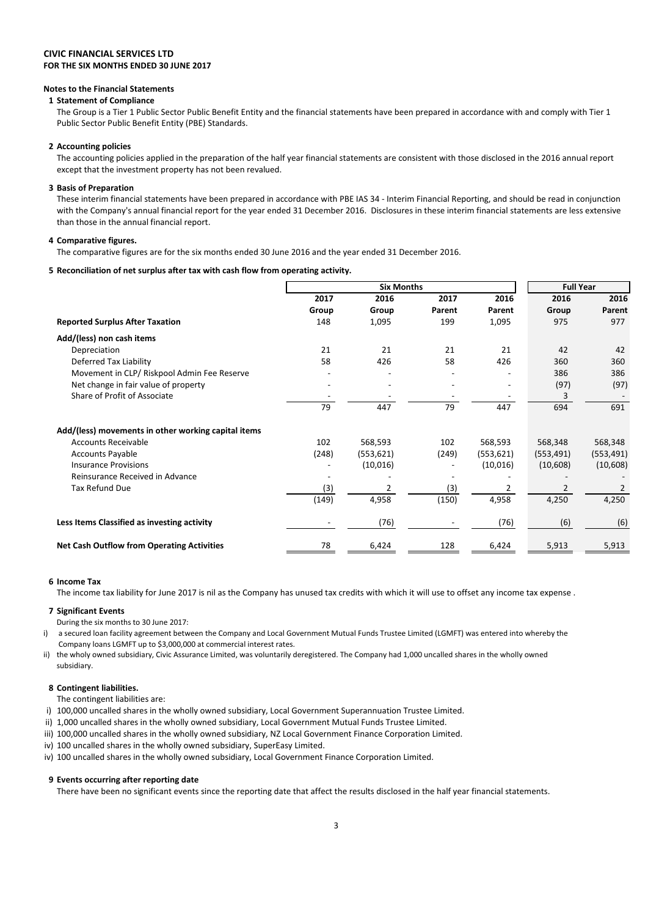**CIVIC FINANCIAL SERVICES LTD**
**FOR THE SIX MONTHS ENDED 30 JUNE 2017**

## Notes to the Financial Statements

### 1 Statement of Compliance

The Group is a Tier 1 Public Sector Public Benefit Entity and the financial statements have been prepared in accordance with and comply with Tier 1 Public Sector Public Benefit Entity (PBE) Standards.

### 2 Accounting policies

The accounting policies applied in the preparation of the half year financial statements are consistent with those disclosed in the 2016 annual report except that the investment property has not been revalued.

### 3 Basis of Preparation

These interim financial statements have been prepared in accordance with PBE IAS 34 - Interim Financial Reporting, and should be read in conjunction with the Company's annual financial report for the year ended 31 December 2016. Disclosures in these interim financial statements are less extensive than those in the annual financial report.

### 4 Comparative figures.

The comparative figures are for the six months ended 30 June 2016 and the year ended 31 December 2016.

### 5 Reconciliation of net surplus after tax with cash flow from operating activity.

| | Six Months | | | | Full Year | |
|---|---|---|---|---|---|---|
| | 2017 | 2016 | 2017 | 2016 | 2016 | 2016 |
| | Group | Group | Parent | Parent | Group | Parent |
| **Reported Surplus After Taxation** | 148 | 1,095 | 199 | 1,095 | 975 | 977 |
| **Add/(less) non cash items** | | | | | | |
| Depreciation | 21 | 21 | 21 | 21 | 42 | 42 |
| Deferred Tax Liability | 58 | 426 | 58 | 426 | 360 | 360 |
| Movement in CLP/ Riskpool Admin Fee Reserve | - | - | - | - | 386 | 386 |
| Net change in fair value of property | - | - | - | - | (97) | (97) |
| Share of Profit of Associate | - | - | - | - | 3 | - |
| | 79 | 447 | 79 | 447 | 694 | 691 |
| **Add/(less) movements in other working capital items** | | | | | | |
| Accounts Receivable | 102 | 568,593 | 102 | 568,593 | 568,348 | 568,348 |
| Accounts Payable | (248) | (553,621) | (249) | (553,621) | (553,491) | (553,491) |
| Insurance Provisions | - | (10,016) | - | (10,016) | (10,608) | (10,608) |
| Reinsurance Received in Advance | - | - | - | - | - | - |
| Tax Refund Due | (3) | 2 | (3) | 2 | 2 | 2 |
| | (149) | 4,958 | (150) | 4,958 | 4,250 | 4,250 |
| **Less Items Classified as investing activity** | - | (76) | - | (76) | (6) | (6) |
| **Net Cash Outflow from Operating Activities** | 78 | 6,424 | 128 | 6,424 | 5,913 | 5,913 |

### 6 Income Tax

The income tax liability for June 2017 is nil as the Company has unused tax credits with which it will use to offset any income tax expense .

### 7 Significant Events

During the six months to 30 June 2017:

i) a secured loan facility agreement between the Company and Local Government Mutual Funds Trustee Limited (LGMFT) was entered into whereby the Company loans LGMFT up to $3,000,000 at commercial interest rates.

ii) the wholy owned subsidiary, Civic Assurance Limited, was voluntarily deregistered. The Company had 1,000 uncalled shares in the wholly owned subsidiary.

### 8 Contingent liabilities.

The contingent liabilities are:

i) 100,000 uncalled shares in the wholly owned subsidiary, Local Government Superannuation Trustee Limited.

ii) 1,000 uncalled shares in the wholly owned subsidiary, Local Government Mutual Funds Trustee Limited.

iii) 100,000 uncalled shares in the wholly owned subsidiary, NZ Local Government Finance Corporation Limited.

iv) 100 uncalled shares in the wholly owned subsidiary, SuperEasy Limited.

iv) 100 uncalled shares in the wholly owned subsidiary, Local Government Finance Corporation Limited.

### 9 Events occurring after reporting date

There have been no significant events since the reporting date that affect the results disclosed in the half year financial statements.